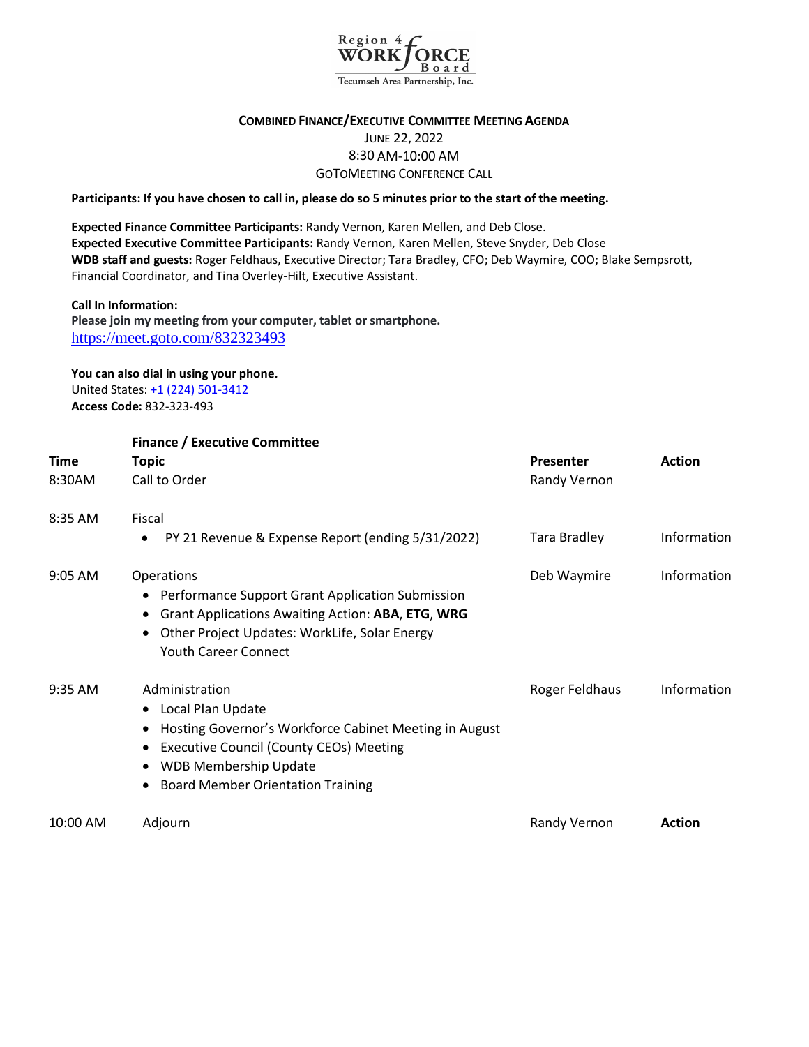Region 4 WORKFORCE Board

Tecumseh Area Partnership, Inc.

# COMBINED FINANCE/EXECUTIVE COMMITTEE MEETING AGENDA

JUNE 22, 2022

8:30 AM-10:00 AM

GOTOMEETING CONFERENCE CALL

**Participants: If you have chosen to call in, please do so 5 minutes prior to the start of the meeting.**

**Expected Finance Committee Participants:** Randy Vernon, Karen Mellen, and Deb Close.
**Expected Executive Committee Participants:** Randy Vernon, Karen Mellen, Steve Snyder, Deb Close
**WDB staff and guests:** Roger Feldhaus, Executive Director; Tara Bradley, CFO; Deb Waymire, COO; Blake Sempsrott, Financial Coordinator, and Tina Overley-Hilt, Executive Assistant.

**Call In Information:**
**Please join my meeting from your computer, tablet or smartphone.**
https://meet.goto.com/832323493

**You can also dial in using your phone.**
United States: +1 (224) 501-3412
**Access Code:** 832-323-493

## Finance / Executive Committee

| Time | Topic | Presenter | Action |
|---|---|---|---|
| 8:30AM | Call to Order | Randy Vernon | |
| 8:35 AM | Fiscal<br>• PY 21 Revenue & Expense Report (ending 5/31/2022) | Tara Bradley | Information |
| 9:05 AM | Operations<br>• Performance Support Grant Application Submission<br>• Grant Applications Awaiting Action: **ABA**, **ETG**, **WRG**<br>• Other Project Updates: WorkLife, Solar Energy Youth Career Connect | Deb Waymire | Information |
| 9:35 AM | Administration<br>• Local Plan Update<br>• Hosting Governor's Workforce Cabinet Meeting in August<br>• Executive Council (County CEOs) Meeting<br>• WDB Membership Update<br>• Board Member Orientation Training | Roger Feldhaus | Information |
| 10:00 AM | Adjourn | Randy Vernon | **Action** |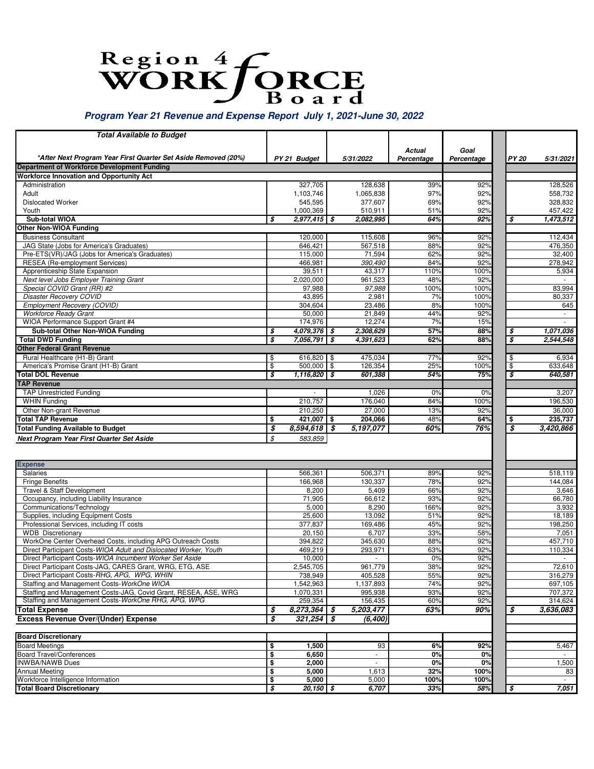# Region 4 WORKFORCE Board

***Program Year 21 Revenue and Expense Report July 1, 2021-June 30, 2022***

| ***Total Available to Budget*** | | | | | | |
|---|---|---|---|---|---|---|
| ****After Next Program Year First Quarter Set Aside Removed (20%)*** | ***PY 21 Budget*** | ***5/31/2022*** | ***Actual Percentage*** | ***Goal Percentage*** | ***PY 20*** | ***5/31/2021*** |
| **Department of Workforce Development Funding** | | | | | | |
| **Workforce Innovation and Opportunity Act** | | | | | | |
| Administration | 327,705 | 128,638 | 39% | 92% | | 128,526 |
| Adult | 1,103,746 | 1,065,838 | 97% | 92% | | 558,732 |
| Dislocated Worker | 545,595 | 377,607 | 69% | 92% | | 328,832 |
| Youth | 1,000,369 | 510,911 | 51% | 92% | | 457,422 |
| **Sub-total WIOA** | ***$ 2,977,415*** | ***$ 2,082,995*** | ***64%*** | ***92%*** | ***$*** | ***1,473,512*** |
| **Other Non-WIOA Funding** | | | | | | |
| Business Consultant | 120,000 | 115,608 | 96% | 92% | | 112,434 |
| JAG State (Jobs for America's Graduates) | 646,421 | 567,518 | 88% | 92% | | 476,350 |
| Pre-ETS(VR)/JAG (Jobs for America's Graduates) | 115,000 | 71,594 | 62% | 92% | | 32,400 |
| RESEA (Re-employment Services) | 466,981 | *390,490* | 84% | 92% | | 278,942 |
| Apprenticeship State Expansion | 39,511 | 43,317 | 110% | 100% | | 5,934 |
| *Next level Jobs Employer Training Grant* | 2,020,000 | 961,523 | 48% | 92% | | - |
| *Special COVID Grant (RR) #2* | 97,988 | *97,988* | 100% | 100% | | 83,994 |
| *Disaster Recovery COVID* | 43,895 | 2,981 | 7% | 100% | | 80,337 |
| *Employment Recovery (COVID)* | 304,604 | 23,486 | 8% | 100% | | 645 |
| *Workforce Ready Grant* | 50,000 | 21,849 | 44% | 92% | | - |
| WIOA Performance Support Grant #4 | 174,976 | 12,274 | 7% | 15% | | - |
| **Sub-total Other Non-WIOA Funding** | ***$ 4,079,376*** | ***$ 2,308,629*** | ***57%*** | ***88%*** | ***$*** | ***1,071,036*** |
| **Total DWD Funding** | ***$ 7,056,791*** | ***$ 4,391,623*** | ***62%*** | ***88%*** | ***$*** | ***2,544,548*** |
| **Other Federal Grant Revenue** | | | | | | |
| Rural Healthcare (H1-B) Grant | $ 616,820 | $ 475,034 | 77% | 92% | $ | 6,934 |
| America's Promise Grant (H1-B) Grant | $ 500,000 | $ 126,354 | 25% | 100% | $ | 633,648 |
| **Total DOL Revenue** | ***$ 1,116,820*** | ***$ 601,388*** | ***54%*** | ***75%*** | ***$*** | ***640,581*** |
| **TAP Revenue** | | | | | | |
| TAP Unrestricted Funding | - | 1,026 | 0% | 0% | | 3,207 |
| WHIN Funding | 210,757 | 176,040 | 84% | 100% | | 196,530 |
| Other Non-grant Revenue | 210,250 | 27,000 | 13% | 92% | | 36,000 |
| **Total TAP Revenue** | **$ 421,007** | **$ 204,066** | **48%** | **64%** | **$** | **235,737** |
| **Total Funding Available to Budget** | ***$ 8,594,618*** | ***$ 5,197,077*** | ***60%*** | ***76%*** | ***$*** | ***3,420,866*** |
| ***Next Program Year First Quarter Set Aside*** | *$ 583,859* | | | | | |
| **Expense** | | | | | | |
| Salaries | 566,361 | 506,371 | 89% | 92% | | 518,119 |
| Fringe Benefits | 166,968 | 130,337 | 78% | 92% | | 144,084 |
| Travel & Staff Development | 8,200 | 5,409 | 66% | 92% | | 3,646 |
| Occupancy, including Liability Insurance | 71,905 | 66,612 | 93% | 92% | | 66,780 |
| Communications/Technology | 5,000 | 8,290 | 166% | 92% | | 3,932 |
| Supplies, including Equipment Costs | 25,600 | 13,092 | 51% | 92% | | 18,189 |
| Professional Services, including IT costs | 377,837 | 169,486 | 45% | 92% | | 198,250 |
| WDB Discretionary | 20,150 | 6,707 | 33% | 58% | | 7,051 |
| WorkOne Center Overhead Costs, including APG Outreach Costs | 394,822 | 345,630 | 88% | 92% | | 457,710 |
| Direct Participant Costs-*WIOA Adult and Dislocated Worker, Youth* | 469,219 | 293,971 | 63% | 92% | | 110,334 |
| Direct Participant Costs-*WIOA Incumbent Worker Set Aside* | 10,000 | - | 0% | 92% | | - |
| Direct Participant Costs-JAG, CARES Grant, WRG, ETG, ASE | 2,545,705 | 961,779 | 38% | 92% | | 72,610 |
| Direct Participant Costs-*RHG, APG, WPG, WHIN* | 738,949 | 405,528 | 55% | 92% | | 316,279 |
| Staffing and Management Costs-*WorkOne WIOA* | 1,542,963 | 1,137,893 | 74% | 92% | | 697,105 |
| Staffing and Management Costs-JAG, Covid Grant, RESEA, ASE, WRG | 1,070,331 | 995,938 | 93% | 92% | | 707,372 |
| Staffing and Management Costs-*WorkOne RHG, APG, WPG* | 259,354 | 156,435 | 60% | 92% | | 314,624 |
| **Total Expense** | ***$ 8,273,364*** | ***$ 5,203,477*** | ***63%*** | ***90%*** | ***$*** | ***3,636,083*** |
| **Excess Revenue Over/(Under) Expense** | ***$ 321,254*** | ***$ (6,400)*** | | | | |
| **Board Discretionary** | | | | | | |
| Board Meetings | **$ 1,500** | 93 | **6%** | **92%** | | 5,467 |
| Board Travel/Conferences | **$ 6,650** | - | **0%** | **0%** | | - |
| INWBA/NAWB Dues | **$ 2,000** | - | **0%** | **0%** | | 1,500 |
| Annual Meeting | **$ 5,000** | 1,613 | **32%** | **100%** | | 83 |
| Workforce Intelligence Information | **$ 5,000** | 5,000 | **100%** | **100%** | | - |
| **Total Board Discretionary** | ***$ 20,150*** | ***$ 6,707*** | ***33%*** | ***58%*** | ***$*** | ***7,051*** |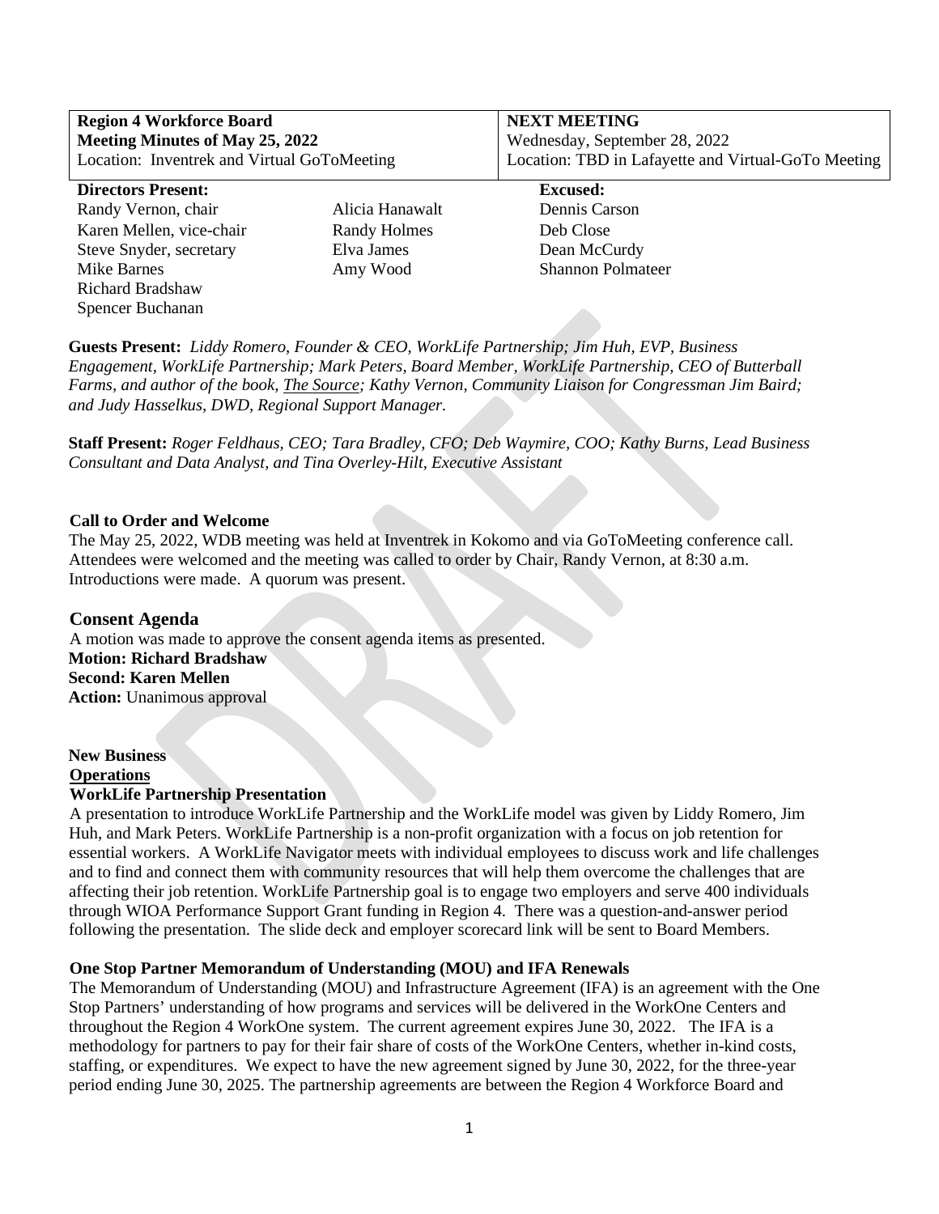| **Region 4 Workforce Board** **Meeting Minutes of May 25, 2022** Location: Inventrek and Virtual GoToMeeting | **NEXT MEETING** Wednesday, September 28, 2022 Location: TBD in Lafayette and Virtual-GoTo Meeting |
|---|---|

| **Directors Present:** | | **Excused:** |
|---|---|---|
| Randy Vernon, chair | Alicia Hanawalt | Dennis Carson |
| Karen Mellen, vice-chair | Randy Holmes | Deb Close |
| Steve Snyder, secretary | Elva James | Dean McCurdy |
| Mike Barnes | Amy Wood | Shannon Polmateer |
| Richard Bradshaw | | |
| Spencer Buchanan | | |

**Guests Present:** *Liddy Romero, Founder & CEO, WorkLife Partnership; Jim Huh, EVP, Business Engagement, WorkLife Partnership; Mark Peters, Board Member, WorkLife Partnership, CEO of Butterball Farms, and author of the book, The Source; Kathy Vernon, Community Liaison for Congressman Jim Baird; and Judy Hasselkus, DWD, Regional Support Manager.*

**Staff Present:** *Roger Feldhaus, CEO; Tara Bradley, CFO; Deb Waymire, COO; Kathy Burns, Lead Business Consultant and Data Analyst, and Tina Overley-Hilt, Executive Assistant*

**Call to Order and Welcome**

The May 25, 2022, WDB meeting was held at Inventrek in Kokomo and via GoToMeeting conference call. Attendees were welcomed and the meeting was called to order by Chair, Randy Vernon, at 8:30 a.m. Introductions were made. A quorum was present.

## Consent Agenda

A motion was made to approve the consent agenda items as presented.
**Motion: Richard Bradshaw**
**Second: Karen Mellen**
**Action:** Unanimous approval

**New Business**
**Operations**
**WorkLife Partnership Presentation**

A presentation to introduce WorkLife Partnership and the WorkLife model was given by Liddy Romero, Jim Huh, and Mark Peters. WorkLife Partnership is a non-profit organization with a focus on job retention for essential workers. A WorkLife Navigator meets with individual employees to discuss work and life challenges and to find and connect them with community resources that will help them overcome the challenges that are affecting their job retention. WorkLife Partnership goal is to engage two employers and serve 400 individuals through WIOA Performance Support Grant funding in Region 4. There was a question-and-answer period following the presentation. The slide deck and employer scorecard link will be sent to Board Members.

**One Stop Partner Memorandum of Understanding (MOU) and IFA Renewals**

The Memorandum of Understanding (MOU) and Infrastructure Agreement (IFA) is an agreement with the One Stop Partners' understanding of how programs and services will be delivered in the WorkOne Centers and throughout the Region 4 WorkOne system. The current agreement expires June 30, 2022. The IFA is a methodology for partners to pay for their fair share of costs of the WorkOne Centers, whether in-kind costs, staffing, or expenditures. We expect to have the new agreement signed by June 30, 2022, for the three-year period ending June 30, 2025. The partnership agreements are between the Region 4 Workforce Board and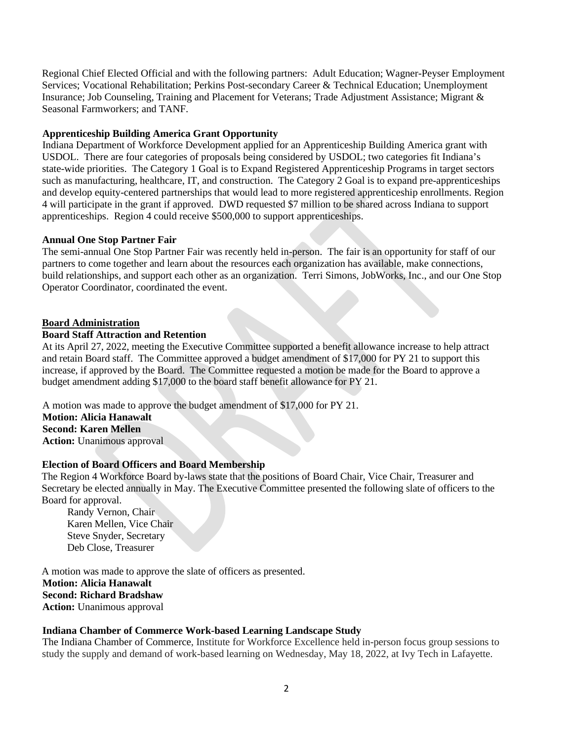Regional Chief Elected Official and with the following partners: Adult Education; Wagner-Peyser Employment Services; Vocational Rehabilitation; Perkins Post-secondary Career & Technical Education; Unemployment Insurance; Job Counseling, Training and Placement for Veterans; Trade Adjustment Assistance; Migrant & Seasonal Farmworkers; and TANF.

**Apprenticeship Building America Grant Opportunity**

Indiana Department of Workforce Development applied for an Apprenticeship Building America grant with USDOL. There are four categories of proposals being considered by USDOL; two categories fit Indiana's state-wide priorities. The Category 1 Goal is to Expand Registered Apprenticeship Programs in target sectors such as manufacturing, healthcare, IT, and construction. The Category 2 Goal is to expand pre-apprenticeships and develop equity-centered partnerships that would lead to more registered apprenticeship enrollments. Region 4 will participate in the grant if approved. DWD requested $7 million to be shared across Indiana to support apprenticeships. Region 4 could receive $500,000 to support apprenticeships.

**Annual One Stop Partner Fair**

The semi-annual One Stop Partner Fair was recently held in-person. The fair is an opportunity for staff of our partners to come together and learn about the resources each organization has available, make connections, build relationships, and support each other as an organization. Terri Simons, JobWorks, Inc., and our One Stop Operator Coordinator, coordinated the event.

**Board Administration**

**Board Staff Attraction and Retention**

At its April 27, 2022, meeting the Executive Committee supported a benefit allowance increase to help attract and retain Board staff. The Committee approved a budget amendment of $17,000 for PY 21 to support this increase, if approved by the Board. The Committee requested a motion be made for the Board to approve a budget amendment adding $17,000 to the board staff benefit allowance for PY 21.

A motion was made to approve the budget amendment of $17,000 for PY 21.
**Motion: Alicia Hanawalt**
**Second: Karen Mellen**
**Action:** Unanimous approval

**Election of Board Officers and Board Membership**

The Region 4 Workforce Board by-laws state that the positions of Board Chair, Vice Chair, Treasurer and Secretary be elected annually in May. The Executive Committee presented the following slate of officers to the Board for approval.

Randy Vernon, Chair
Karen Mellen, Vice Chair
Steve Snyder, Secretary
Deb Close, Treasurer

A motion was made to approve the slate of officers as presented.
**Motion: Alicia Hanawalt**
**Second: Richard Bradshaw**
**Action:** Unanimous approval

**Indiana Chamber of Commerce Work-based Learning Landscape Study**

The Indiana Chamber of Commerce, Institute for Workforce Excellence held in-person focus group sessions to study the supply and demand of work-based learning on Wednesday, May 18, 2022, at Ivy Tech in Lafayette.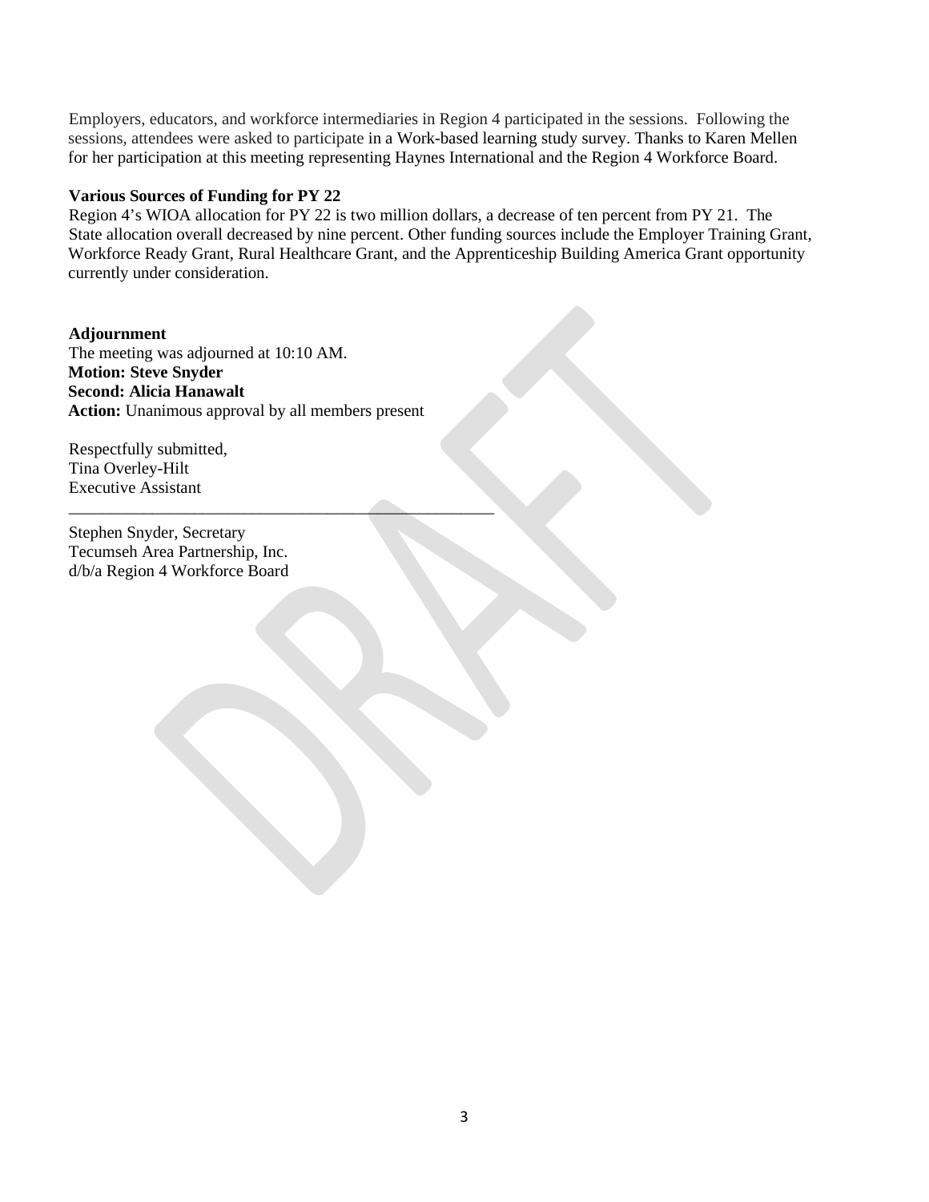Employers, educators, and workforce intermediaries in Region 4 participated in the sessions. Following the sessions, attendees were asked to participate in a Work-based learning study survey. Thanks to Karen Mellen for her participation at this meeting representing Haynes International and the Region 4 Workforce Board.

**Various Sources of Funding for PY 22**

Region 4's WIOA allocation for PY 22 is two million dollars, a decrease of ten percent from PY 21. The State allocation overall decreased by nine percent. Other funding sources include the Employer Training Grant, Workforce Ready Grant, Rural Healthcare Grant, and the Apprenticeship Building America Grant opportunity currently under consideration.

**Adjournment**

The meeting was adjourned at 10:10 AM.
**Motion: Steve Snyder**
**Second: Alicia Hanawalt**
**Action:** Unanimous approval by all members present

Respectfully submitted,
Tina Overley-Hilt
Executive Assistant

\_\_\_\_\_\_\_\_\_\_\_\_\_\_\_\_\_\_\_\_\_\_\_\_\_\_\_\_\_\_\_\_\_\_\_\_\_\_\_\_\_\_\_\_\_\_\_\_\_\_

Stephen Snyder, Secretary
Tecumseh Area Partnership, Inc.
d/b/a Region 4 Workforce Board